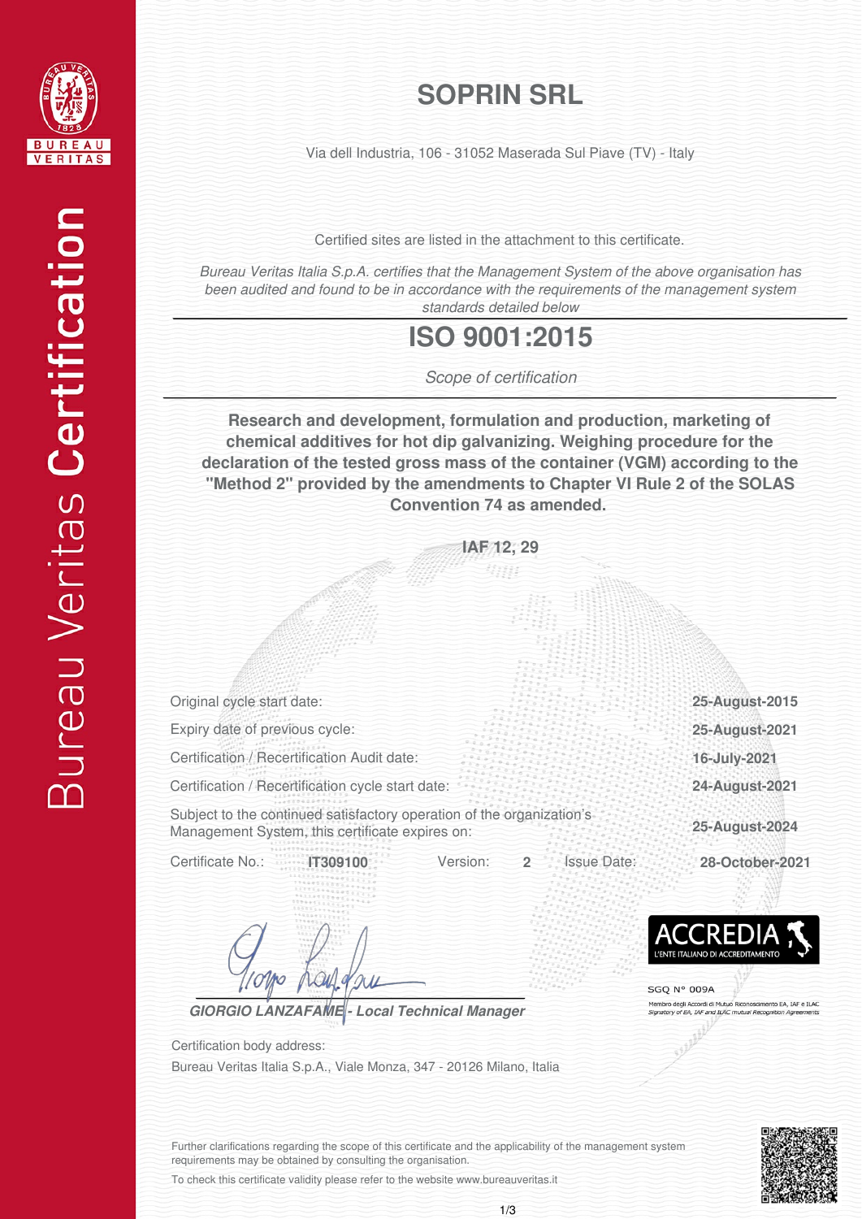Bureau Veritas Certification

# SOPRIN SRL

Via dell Industria, 106 - 31052 Maserada Sul Piave (TV) - Italy

Certified sites are listed in the attachment to this certificate.

*Bureau Veritas Italia S.p.A. certifies that the Management System of the above organisation has been audited and found to be in accordance with the requirements of the management system standards detailed below*

## ISO 9001:2015

*Scope of certification*

**Research and development, formulation and production, marketing of chemical additives for hot dip galvanizing. Weighing procedure for the declaration of the tested gross mass of the container (VGM) according to the "Method 2" provided by the amendments to Chapter VI Rule 2 of the SOLAS Convention 74 as amended.**

**IAF 12, 29**

| | |
|---|---|
| Original cycle start date: | **25-August-2015** |
| Expiry date of previous cycle: | **25-August-2021** |
| Certification / Recertification Audit date: | **16-July-2021** |
| Certification / Recertification cycle start date: | **24-August-2021** |
| Subject to the continued satisfactory operation of the organization's Management System, this certificate expires on: | **25-August-2024** |

Certificate No.: **IT309100** Version: **2** Issue Date: **28-October-2021**

***GIORGIO LANZAFAME - Local Technical Manager***

ACCREDIA L'ENTE ITALIANO DI ACCREDITAMENTO

SGQ N° 009A

Membro degli Accordi di Mutuo Riconoscimento EA, IAF e ILAC
*Signatory of EA, IAF and ILAC mutual Recognition Agreements*

Certification body address:
Bureau Veritas Italia S.p.A., Viale Monza, 347 - 20126 Milano, Italia

Further clarifications regarding the scope of this certificate and the applicability of the management system requirements may be obtained by consulting the organisation.

To check this certificate validity please refer to the website www.bureauveritas.it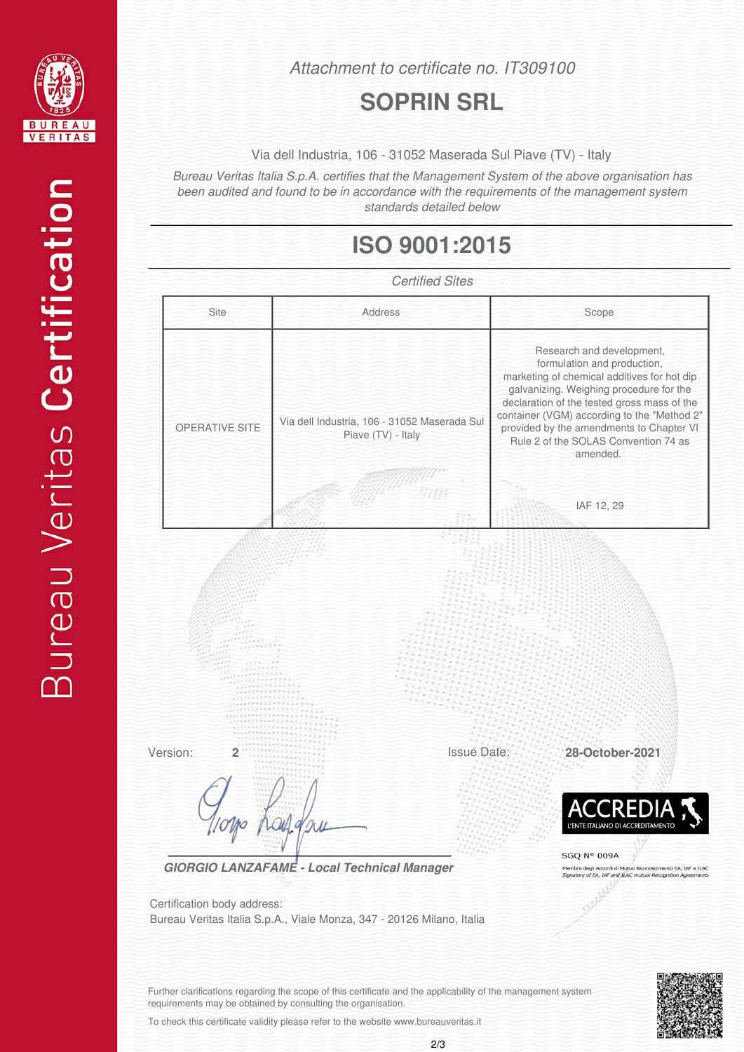*Attachment to certificate no. IT309100*

# SOPRIN SRL

Via dell Industria, 106 - 31052 Maserada Sul Piave (TV) - Italy

*Bureau Veritas Italia S.p.A. certifies that the Management System of the above organisation has been audited and found to be in accordance with the requirements of the management system standards detailed below*

## ISO 9001:2015

*Certified Sites*

| Site | Address | Scope |
| --- | --- | --- |
| OPERATIVE SITE | Via dell Industria, 106 - 31052 Maserada Sul Piave (TV) - Italy | Research and development, formulation and production, marketing of chemical additives for hot dip galvanizing. Weighing procedure for the declaration of the tested gross mass of the container (VGM) according to the "Method 2" provided by the amendments to Chapter VI Rule 2 of the SOLAS Convention 74 as amended.<br><br>IAF 12, 29 |

Version: **2**

Issue Date: **28-October-2021**

***GIORGIO LANZAFAME - Local Technical Manager***

ACCREDIA
L'ENTE ITALIANO DI ACCREDITAMENTO

SGQ N° 009A

Membro degli Accordi di Mutuo Riconoscimento EA, IAF e ILAC
*Signatory of EA, IAF and ILAC mutual Recognition Agreements*

Certification body address:
Bureau Veritas Italia S.p.A., Viale Monza, 347 - 20126 Milano, Italia

Further clarifications regarding the scope of this certificate and the applicability of the management system requirements may be obtained by consulting the organisation.

To check this certificate validity please refer to the website www.bureauveritas.it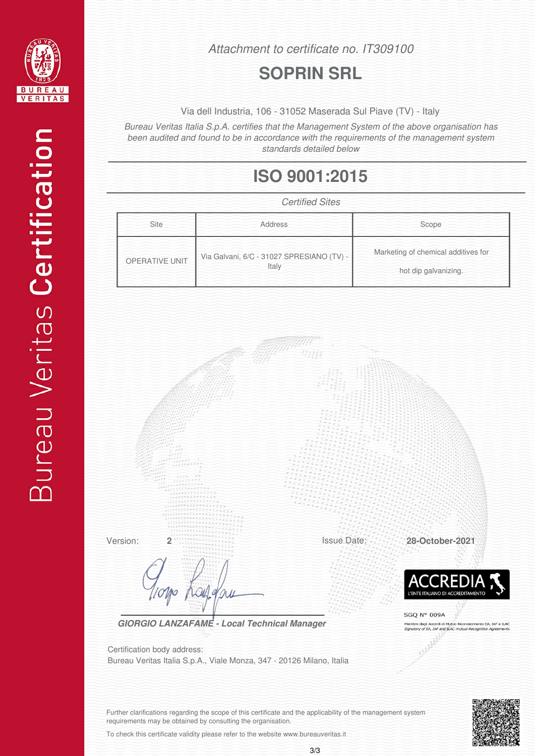Bureau Veritas Certification

*Attachment to certificate no. IT309100*

# SOPRIN SRL

Via dell Industria, 106 - 31052 Maserada Sul Piave (TV) - Italy

*Bureau Veritas Italia S.p.A. certifies that the Management System of the above organisation has been audited and found to be in accordance with the requirements of the management system standards detailed below*

## ISO 9001:2015

*Certified Sites*

| Site | Address | Scope |
|---|---|---|
| OPERATIVE UNIT | Via Galvani, 6/C - 31027 SPRESIANO (TV) - Italy | Marketing of chemical additives for hot dip galvanizing. |

Version: **2**

Issue Date: **28-October-2021**

***GIORGIO LANZAFAME - Local Technical Manager***

ACCREDIA
L'ENTE ITALIANO DI ACCREDITAMENTO

SGQ N° 009A

Membro degli Accordi di Mutuo Riconoscimento EA, IAF e ILAC
*Signatory of EA, IAF and ILAC mutual Recognition Agreements*

Certification body address:
Bureau Veritas Italia S.p.A., Viale Monza, 347 - 20126 Milano, Italia

Further clarifications regarding the scope of this certificate and the applicability of the management system requirements may be obtained by consulting the organisation.

To check this certificate validity please refer to the website www.bureauveritas.it